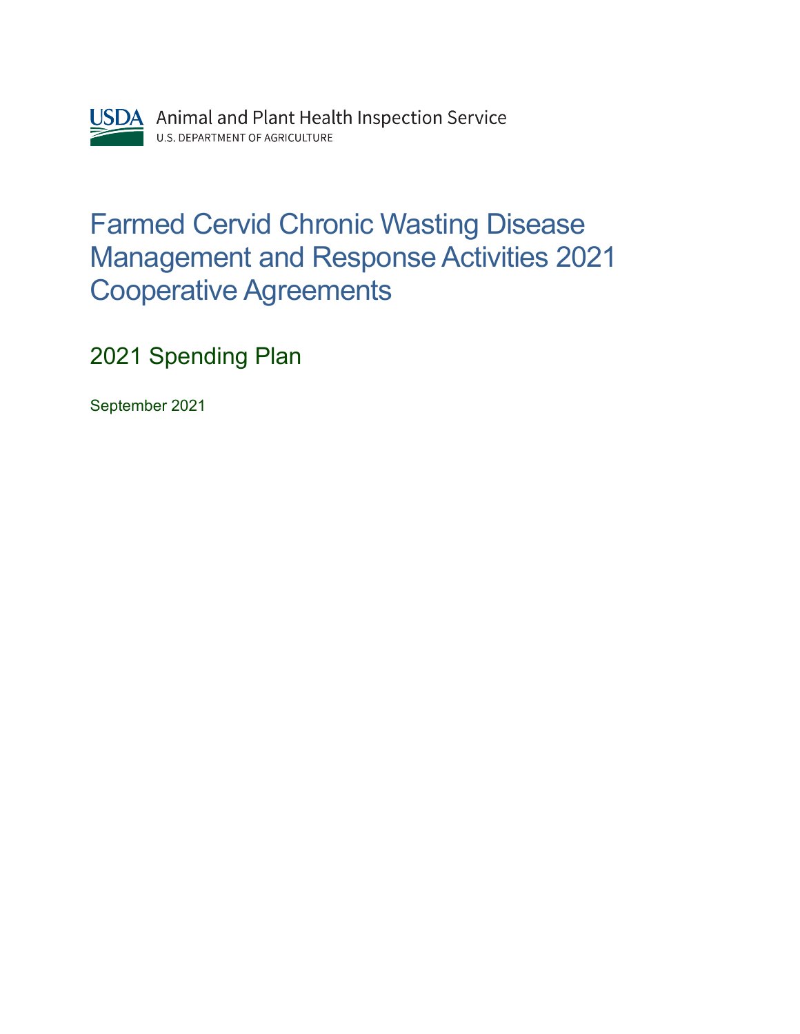USDA Animal and Plant Health Inspection Service
U.S. DEPARTMENT OF AGRICULTURE

# Farmed Cervid Chronic Wasting Disease Management and Response Activities 2021 Cooperative Agreements

## 2021 Spending Plan

September 2021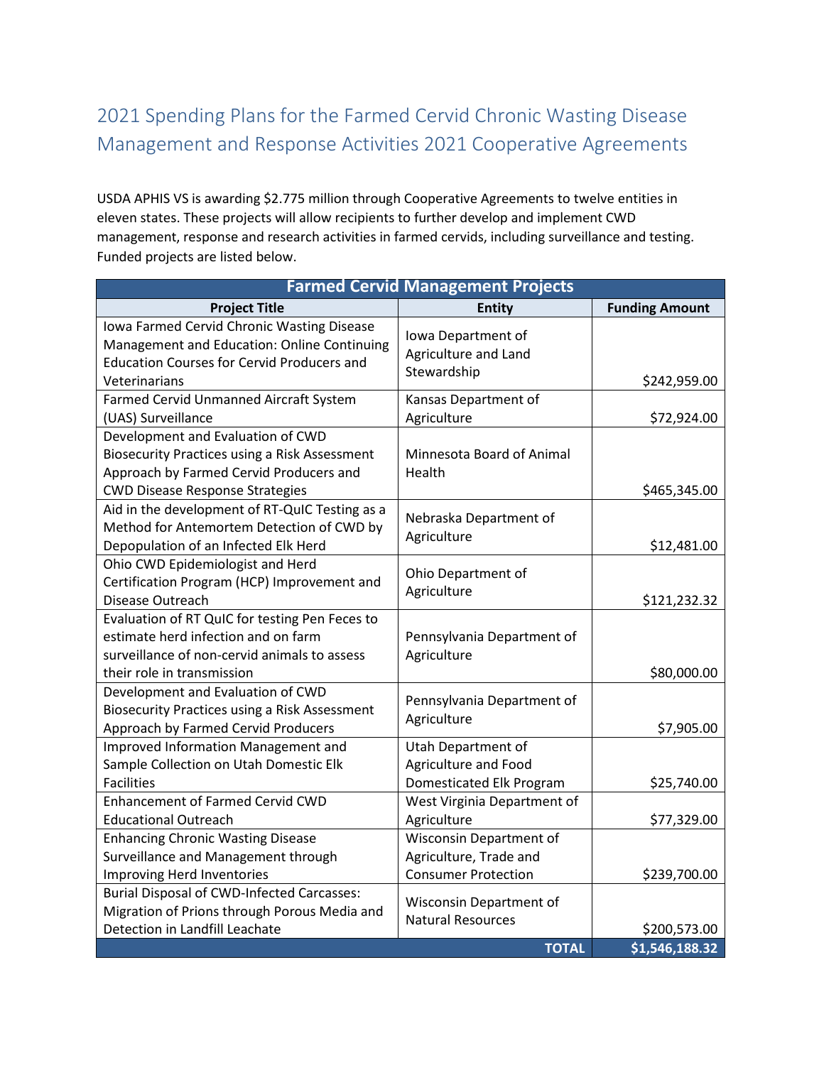# 2021 Spending Plans for the Farmed Cervid Chronic Wasting Disease Management and Response Activities 2021 Cooperative Agreements

USDA APHIS VS is awarding $2.775 million through Cooperative Agreements to twelve entities in eleven states. These projects will allow recipients to further develop and implement CWD management, response and research activities in farmed cervids, including surveillance and testing. Funded projects are listed below.

| Farmed Cervid Management Projects | | |
|---|---|---|
| **Project Title** | **Entity** | **Funding Amount** |
| Iowa Farmed Cervid Chronic Wasting Disease Management and Education: Online Continuing Education Courses for Cervid Producers and Veterinarians | Iowa Department of Agriculture and Land Stewardship | $242,959.00 |
| Farmed Cervid Unmanned Aircraft System (UAS) Surveillance | Kansas Department of Agriculture | $72,924.00 |
| Development and Evaluation of CWD Biosecurity Practices using a Risk Assessment Approach by Farmed Cervid Producers and CWD Disease Response Strategies | Minnesota Board of Animal Health | $465,345.00 |
| Aid in the development of RT-QuIC Testing as a Method for Antemortem Detection of CWD by Depopulation of an Infected Elk Herd | Nebraska Department of Agriculture | $12,481.00 |
| Ohio CWD Epidemiologist and Herd Certification Program (HCP) Improvement and Disease Outreach | Ohio Department of Agriculture | $121,232.32 |
| Evaluation of RT QuIC for testing Pen Feces to estimate herd infection and on farm surveillance of non-cervid animals to assess their role in transmission | Pennsylvania Department of Agriculture | $80,000.00 |
| Development and Evaluation of CWD Biosecurity Practices using a Risk Assessment Approach by Farmed Cervid Producers | Pennsylvania Department of Agriculture | $7,905.00 |
| Improved Information Management and Sample Collection on Utah Domestic Elk Facilities | Utah Department of Agriculture and Food Domesticated Elk Program | $25,740.00 |
| Enhancement of Farmed Cervid CWD Educational Outreach | West Virginia Department of Agriculture | $77,329.00 |
| Enhancing Chronic Wasting Disease Surveillance and Management through Improving Herd Inventories | Wisconsin Department of Agriculture, Trade and Consumer Protection | $239,700.00 |
| Burial Disposal of CWD-Infected Carcasses: Migration of Prions through Porous Media and Detection in Landfill Leachate | Wisconsin Department of Natural Resources | $200,573.00 |
| | **TOTAL** | **$1,546,188.32** |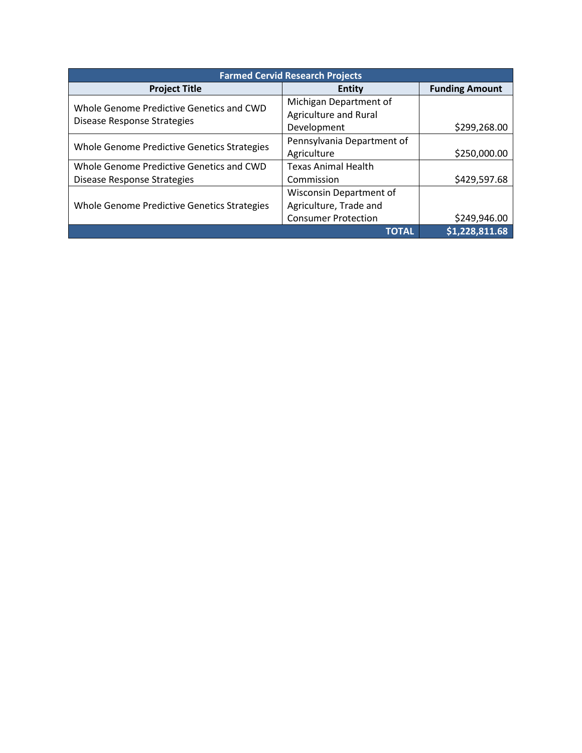| Farmed Cervid Research Projects | | |
|---|---|---|
| **Project Title** | **Entity** | **Funding Amount** |
| Whole Genome Predictive Genetics and CWD Disease Response Strategies | Michigan Department of Agriculture and Rural Development | $299,268.00 |
| Whole Genome Predictive Genetics Strategies | Pennsylvania Department of Agriculture | $250,000.00 |
| Whole Genome Predictive Genetics and CWD Disease Response Strategies | Texas Animal Health Commission | $429,597.68 |
| Whole Genome Predictive Genetics Strategies | Wisconsin Department of Agriculture, Trade and Consumer Protection | $249,946.00 |
| | **TOTAL** | **$1,228,811.68** |